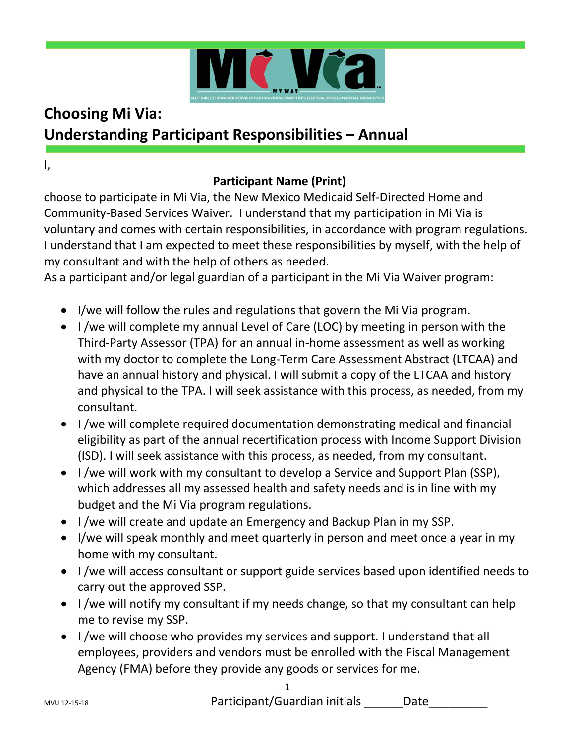# Choosing Mi Via:
# Understanding Participant Responsibilities – Annual

I, ______________________________________________________________

**Participant Name (Print)**

choose to participate in Mi Via, the New Mexico Medicaid Self-Directed Home and Community-Based Services Waiver. I understand that my participation in Mi Via is voluntary and comes with certain responsibilities, in accordance with program regulations. I understand that I am expected to meet these responsibilities by myself, with the help of my consultant and with the help of others as needed.

As a participant and/or legal guardian of a participant in the Mi Via Waiver program:

- I/we will follow the rules and regulations that govern the Mi Via program.
- I /we will complete my annual Level of Care (LOC) by meeting in person with the Third-Party Assessor (TPA) for an annual in-home assessment as well as working with my doctor to complete the Long-Term Care Assessment Abstract (LTCAA) and have an annual history and physical. I will submit a copy of the LTCAA and history and physical to the TPA. I will seek assistance with this process, as needed, from my consultant.
- I /we will complete required documentation demonstrating medical and financial eligibility as part of the annual recertification process with Income Support Division (ISD). I will seek assistance with this process, as needed, from my consultant.
- I /we will work with my consultant to develop a Service and Support Plan (SSP), which addresses all my assessed health and safety needs and is in line with my budget and the Mi Via program regulations.
- I /we will create and update an Emergency and Backup Plan in my SSP.
- I/we will speak monthly and meet quarterly in person and meet once a year in my home with my consultant.
- I /we will access consultant or support guide services based upon identified needs to carry out the approved SSP.
- I /we will notify my consultant if my needs change, so that my consultant can help me to revise my SSP.
- I /we will choose who provides my services and support. I understand that all employees, providers and vendors must be enrolled with the Fiscal Management Agency (FMA) before they provide any goods or services for me.

Participant/Guardian initials ______Date_________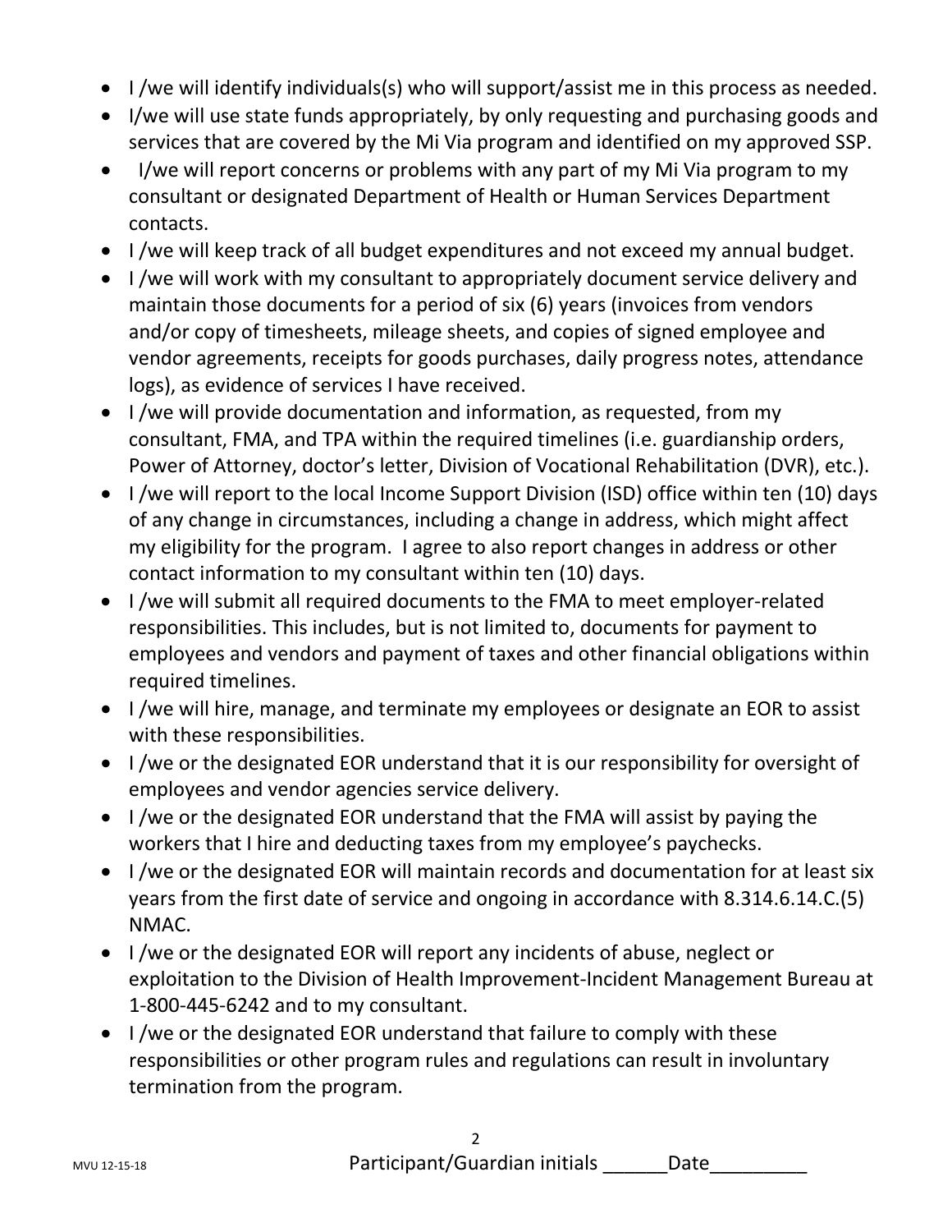- I /we will identify individuals(s) who will support/assist me in this process as needed.
- I/we will use state funds appropriately, by only requesting and purchasing goods and services that are covered by the Mi Via program and identified on my approved SSP.
- I/we will report concerns or problems with any part of my Mi Via program to my consultant or designated Department of Health or Human Services Department contacts.
- I /we will keep track of all budget expenditures and not exceed my annual budget.
- I /we will work with my consultant to appropriately document service delivery and maintain those documents for a period of six (6) years (invoices from vendors and/or copy of timesheets, mileage sheets, and copies of signed employee and vendor agreements, receipts for goods purchases, daily progress notes, attendance logs), as evidence of services I have received.
- I /we will provide documentation and information, as requested, from my consultant, FMA, and TPA within the required timelines (i.e. guardianship orders, Power of Attorney, doctor's letter, Division of Vocational Rehabilitation (DVR), etc.).
- I /we will report to the local Income Support Division (ISD) office within ten (10) days of any change in circumstances, including a change in address, which might affect my eligibility for the program. I agree to also report changes in address or other contact information to my consultant within ten (10) days.
- I /we will submit all required documents to the FMA to meet employer-related responsibilities. This includes, but is not limited to, documents for payment to employees and vendors and payment of taxes and other financial obligations within required timelines.
- I /we will hire, manage, and terminate my employees or designate an EOR to assist with these responsibilities.
- I /we or the designated EOR understand that it is our responsibility for oversight of employees and vendor agencies service delivery.
- I /we or the designated EOR understand that the FMA will assist by paying the workers that I hire and deducting taxes from my employee's paychecks.
- I /we or the designated EOR will maintain records and documentation for at least six years from the first date of service and ongoing in accordance with 8.314.6.14.C.(5) NMAC.
- I /we or the designated EOR will report any incidents of abuse, neglect or exploitation to the Division of Health Improvement-Incident Management Bureau at 1-800-445-6242 and to my consultant.
- I /we or the designated EOR understand that failure to comply with these responsibilities or other program rules and regulations can result in involuntary termination from the program.

Participant/Guardian initials ______Date_________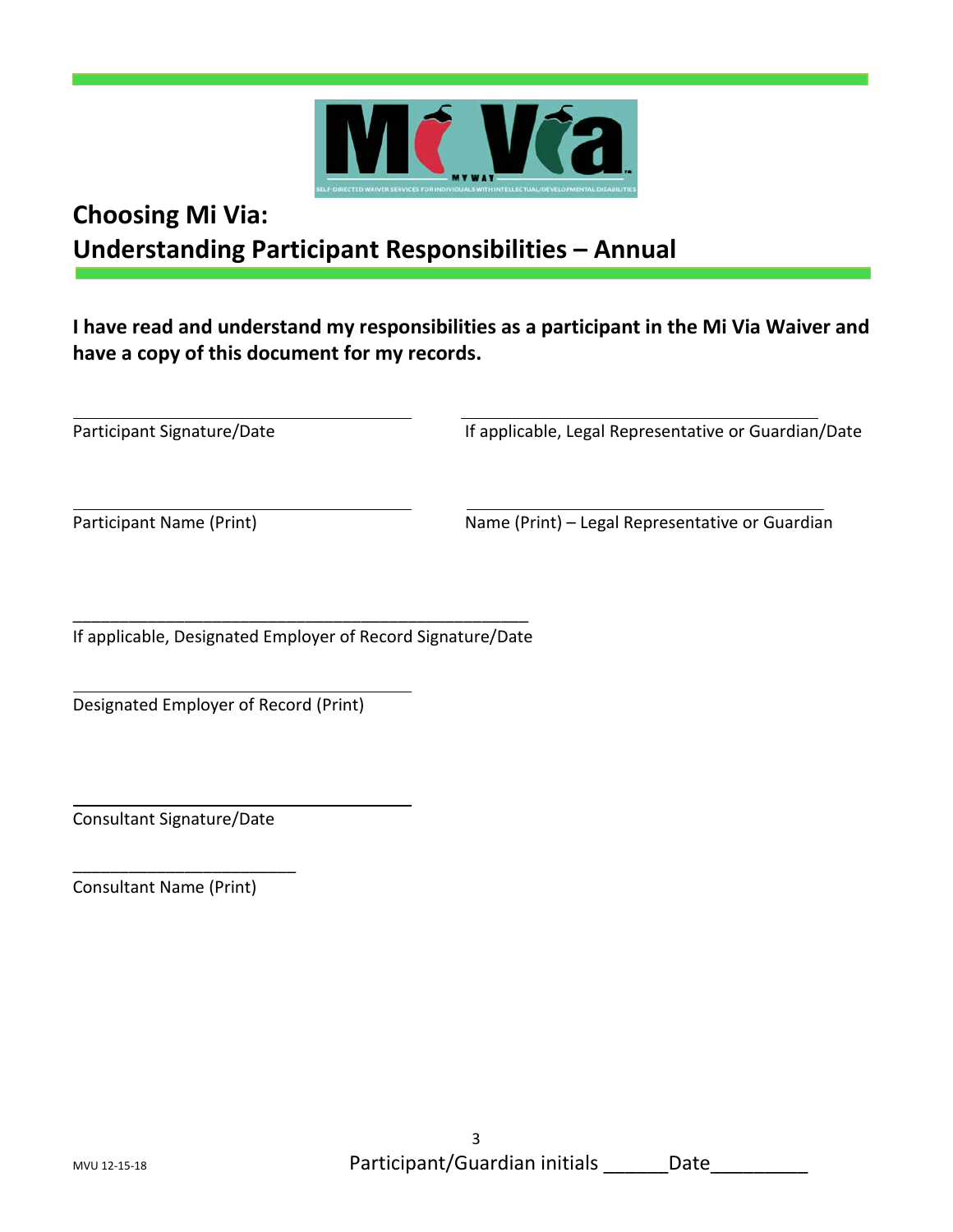# Choosing Mi Via:
# Understanding Participant Responsibilities – Annual

**I have read and understand my responsibilities as a participant in the Mi Via Waiver and have a copy of this document for my records.**

______________________________
Participant Signature/Date

______________________________
If applicable, Legal Representative or Guardian/Date

______________________________
Participant Name (Print)

______________________________
Name (Print) – Legal Representative or Guardian

______________________________
If applicable, Designated Employer of Record Signature/Date

______________________________
Designated Employer of Record (Print)

______________________________
Consultant Signature/Date

______________________________
Consultant Name (Print)

MVU 12-15-18

Participant/Guardian initials ______Date_________